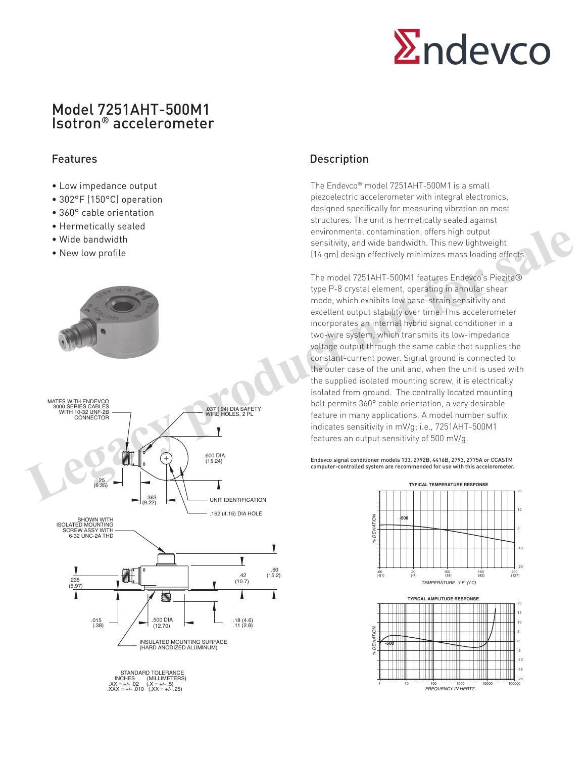# Model 7251AHT-500M1 Isotron® accelerometer

## Features

- Low impedance output
- 302°F (150°C) operation
- 360° cable orientation
- Hermetically sealed
- Wide bandwidth
- New low profile

## Description

The Endevco® model 7251AHT-500M1 is a small piezoelectric accelerometer with integral electronics, designed specifically for measuring vibration on most structures. The unit is hermetically sealed against environmental contamination, offers high output sensitivity, and wide bandwidth. This new lightweight (14 gm) design effectively minimizes mass loading effects.

The model 7251AHT-500M1 features Endevco's Piezite® type P-8 crystal element, operating in annular shear mode, which exhibits low base-strain sensitivity and excellent output stability over time. This accelerometer incorporates an internal hybrid signal conditioner in a two-wire system, which transmits its low-impedance voltage output through the same cable that supplies the constant-current power. Signal ground is connected to the outer case of the unit and, when the unit is used with the supplied isolated mounting screw, it is electrically isolated from ground. The centrally located mounting bolt permits 360° cable orientation, a very desirable feature in many applications. A model number suffix indicates sensitivity in mV/g; i.e., 7251AHT-500M1 features an output sensitivity of 500 mV/g.

Endevco signal conditioner models 133, 2792B, 4416B, 2793, 2775A or CCASTM computer-controlled system are recommended for use with this accelerometer.

MATES WITH ENDEVCO 3000 SERIES CABLES WITH 10-32 UNF-2B CONNECTOR

.037 (.94) DIA SAFETY WIRE HOLES, 2 PL

.600 DIA (15.24)

.25 (6.35)

.363 (9.22)

UNIT IDENTIFICATION

.162 (4.15) DIA HOLE

SHOWN WITH ISOLATED MOUNTING SCREW ASSY WITH 6-32 UNC-2A THD

.235 (5.97)

.42 (10.7)

.60 (15.2)

.015 (.38)

.500 DIA (12.70)

.18 (4.6)
.11 (2.8)

INSULATED MOUNTING SURFACE (HARD ANODIZED ALUMINUM)

STANDARD TOLERANCE
INCHES (MILLIMETERS)
.XX = +/- .02 (.X = +/- .5)
.XXX = +/- .010 (.XX = +/- .25)

TYPICAL TEMPERATURE RESPONSE

TYPICAL AMPLITUDE RESPONSE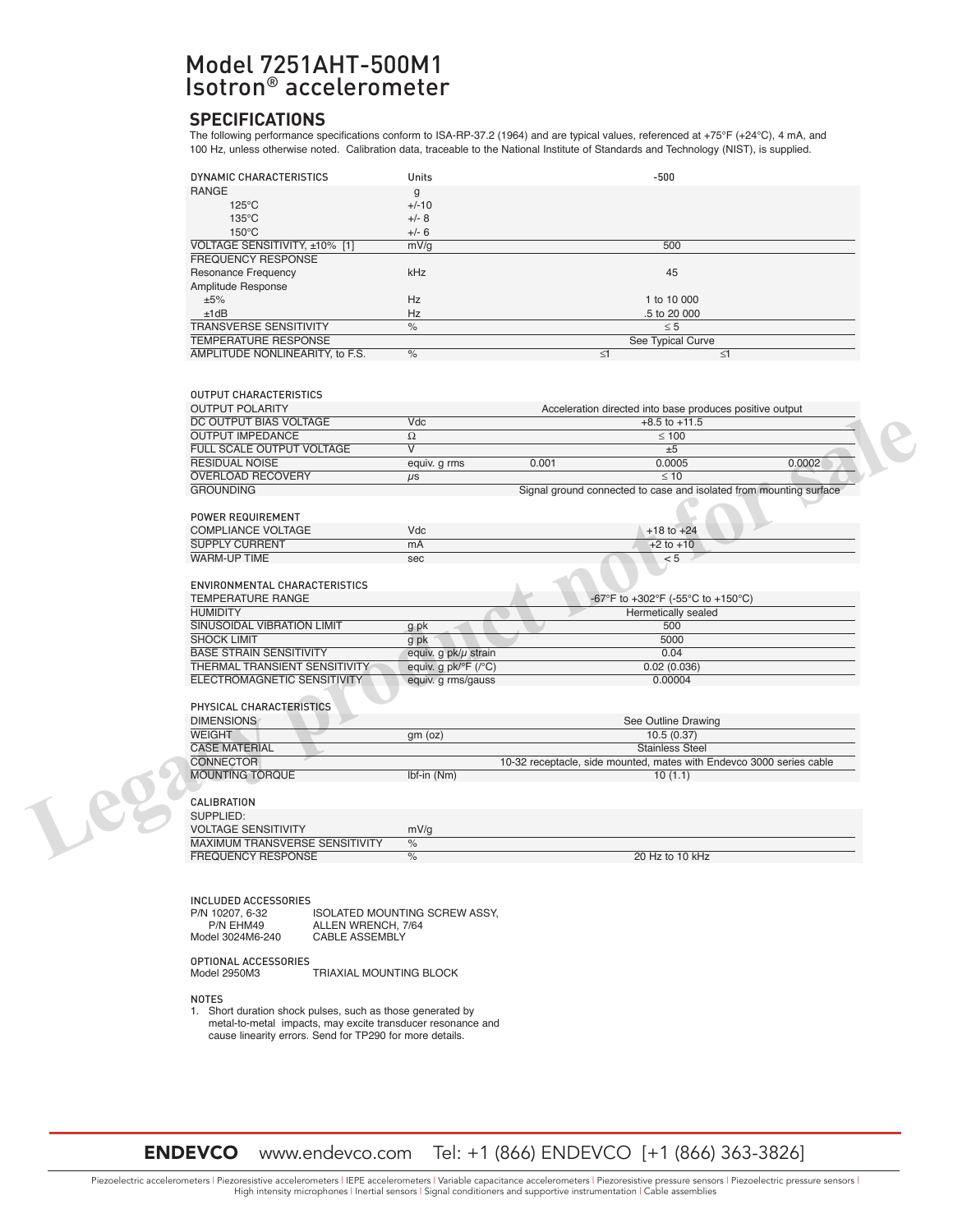# Model 7251AHT-500M1
# Isotron® accelerometer

## SPECIFICATIONS

The following performance specifications conform to ISA-RP-37.2 (1964) and are typical values, referenced at +75°F (+24°C), 4 mA, and 100 Hz, unless otherwise noted. Calibration data, traceable to the National Institute of Standards and Technology (NIST), is supplied.

| DYNAMIC CHARACTERISTICS | Units | -500 | | |
|---|---|---|---|---|
| RANGE | g | | | |
| 125°C | +/-10 | | | |
| 135°C | +/- 8 | | | |
| 150°C | +/- 6 | | | |
| VOLTAGE SENSITIVITY, ±10% [1] | mV/g | 500 | | |
| FREQUENCY RESPONSE | | | | |
| Resonance Frequency | kHz | 45 | | |
| Amplitude Response | | | | |
| ±5% | Hz | 1 to 10 000 | | |
| ±1dB | Hz | .5 to 20 000 | | |
| TRANSVERSE SENSITIVITY | % | ≤ 5 | | |
| TEMPERATURE RESPONSE | | See Typical Curve | | |
| AMPLITUDE NONLINEARITY, to F.S. | % | ≤1 | ≤1 | |

| OUTPUT CHARACTERISTICS | | | | |
|---|---|---|---|---|
| OUTPUT POLARITY | | Acceleration directed into base produces positive output | | |
| DC OUTPUT BIAS VOLTAGE | Vdc | +8.5 to +11.5 | | |
| OUTPUT IMPEDANCE | Ω | ≤ 100 | | |
| FULL SCALE OUTPUT VOLTAGE | V | ±5 | | |
| RESIDUAL NOISE | equiv. g rms | 0.001 | 0.0005 | 0.0002 |
| OVERLOAD RECOVERY | μs | ≤ 10 | | |
| GROUNDING | | Signal ground connected to case and isolated from mounting surface | | |

| POWER REQUIREMENT | | |
|---|---|---|
| COMPLIANCE VOLTAGE | Vdc | +18 to +24 |
| SUPPLY CURRENT | mA | +2 to +10 |
| WARM-UP TIME | sec | < 5 |

| ENVIRONMENTAL CHARACTERISTICS | | |
|---|---|---|
| TEMPERATURE RANGE | | -67°F to +302°F (-55°C to +150°C) |
| HUMIDITY | | Hermetically sealed |
| SINUSOIDAL VIBRATION LIMIT | g pk | 500 |
| SHOCK LIMIT | g pk | 5000 |
| BASE STRAIN SENSITIVITY | equiv. g pk/μ strain | 0.04 |
| THERMAL TRANSIENT SENSITIVITY | equiv. g pk/°F (/°C) | 0.02 (0.036) |
| ELECTROMAGNETIC SENSITIVITY | equiv. g rms/gauss | 0.00004 |

| PHYSICAL CHARACTERISTICS | | |
|---|---|---|
| DIMENSIONS | | See Outline Drawing |
| WEIGHT | gm (oz) | 10.5 (0.37) |
| CASE MATERIAL | | Stainless Steel |
| CONNECTOR | | 10-32 receptacle, side mounted, mates with Endevco 3000 series cable |
| MOUNTING TORQUE | lbf-in (Nm) | 10 (1.1) |

| CALIBRATION | | |
|---|---|---|
| SUPPLIED: | | |
| VOLTAGE SENSITIVITY | mV/g | |
| MAXIMUM TRANSVERSE SENSITIVITY | % | |
| FREQUENCY RESPONSE | % | 20 Hz to 10 kHz |

INCLUDED ACCESSORIES

| | |
|---|---|
| P/N 10207, 6-32 | ISOLATED MOUNTING SCREW ASSY, |
| P/N EHM49 | ALLEN WRENCH, 7/64 |
| Model 3024M6-240 | CABLE ASSEMBLY |

OPTIONAL ACCESSORIES

| | |
|---|---|
| Model 2950M3 | TRIAXIAL MOUNTING BLOCK |

NOTES

1. Short duration shock pulses, such as those generated by metal-to-metal impacts, may excite transducer resonance and cause linearity errors. Send for TP290 for more details.

Legacy product not for sale

**ENDEVCO** www.endevco.com Tel: +1 (866) ENDEVCO [+1 (866) 363-3826]

Piezoelectric accelerometers | Piezoresistive accelerometers | IEPE accelerometers | Variable capacitance accelerometers | Piezoresistive pressure sensors | Piezoelectric pressure sensors | High intensity microphones | Inertial sensors | Signal conditioners and supportive instrumentation | Cable assemblies